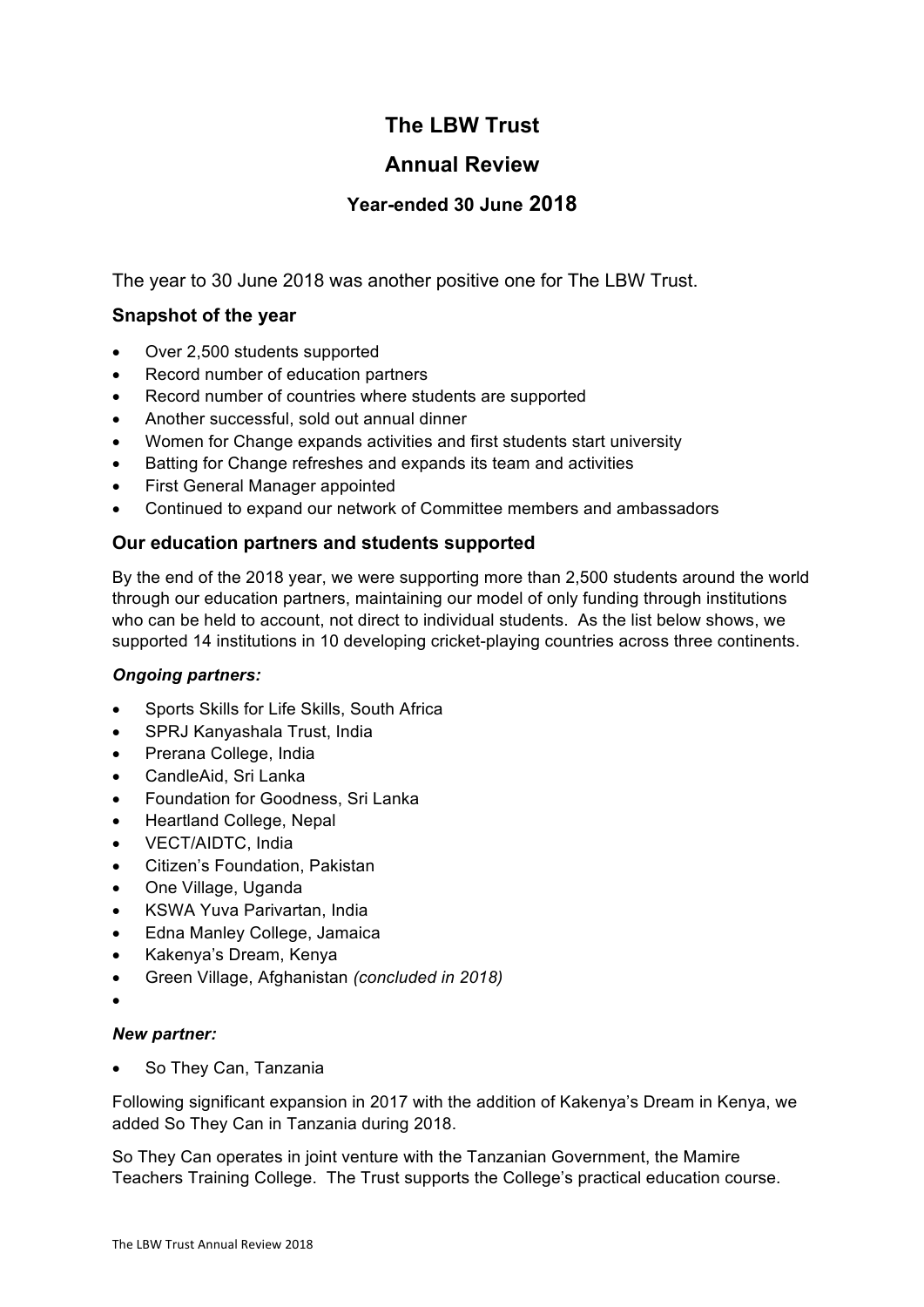# The LBW Trust

## Annual Review

### Year-ended 30 June 2018

The year to 30 June 2018 was another positive one for The LBW Trust.

### Snapshot of the year

- Over 2,500 students supported
- Record number of education partners
- Record number of countries where students are supported
- Another successful, sold out annual dinner
- Women for Change expands activities and first students start university
- Batting for Change refreshes and expands its team and activities
- First General Manager appointed
- Continued to expand our network of Committee members and ambassadors

### Our education partners and students supported

By the end of the 2018 year, we were supporting more than 2,500 students around the world through our education partners, maintaining our model of only funding through institutions who can be held to account, not direct to individual students. As the list below shows, we supported 14 institutions in 10 developing cricket-playing countries across three continents.

***Ongoing partners:***

- Sports Skills for Life Skills, South Africa
- SPRJ Kanyashala Trust, India
- Prerana College, India
- CandleAid, Sri Lanka
- Foundation for Goodness, Sri Lanka
- Heartland College, Nepal
- VECT/AIDTC, India
- Citizen's Foundation, Pakistan
- One Village, Uganda
- KSWA Yuva Parivartan, India
- Edna Manley College, Jamaica
- Kakenya's Dream, Kenya
- Green Village, Afghanistan *(concluded in 2018)*

***New partner:***

- So They Can, Tanzania

Following significant expansion in 2017 with the addition of Kakenya's Dream in Kenya, we added So They Can in Tanzania during 2018.

So They Can operates in joint venture with the Tanzanian Government, the Mamire Teachers Training College. The Trust supports the College's practical education course.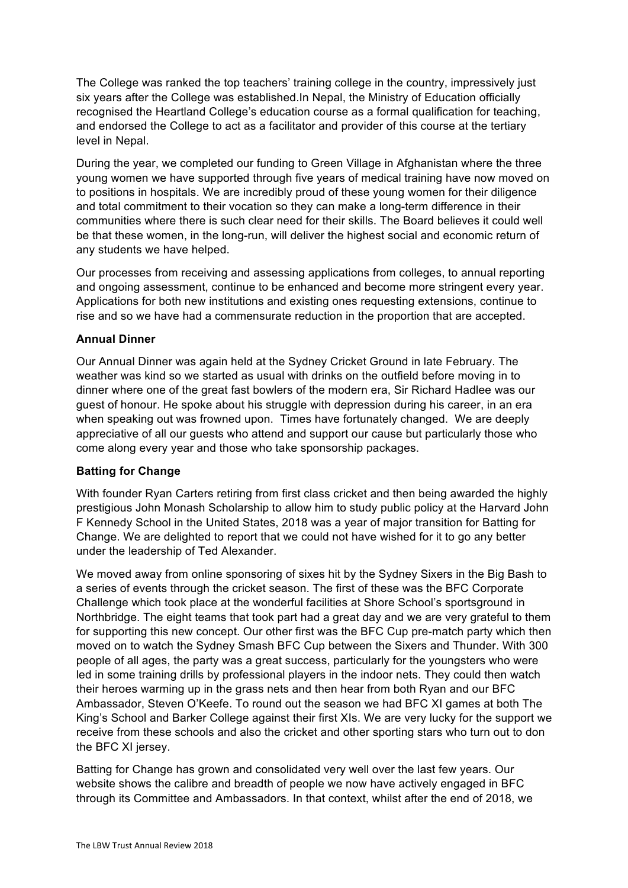The College was ranked the top teachers' training college in the country, impressively just six years after the College was established.In Nepal, the Ministry of Education officially recognised the Heartland College's education course as a formal qualification for teaching, and endorsed the College to act as a facilitator and provider of this course at the tertiary level in Nepal.

During the year, we completed our funding to Green Village in Afghanistan where the three young women we have supported through five years of medical training have now moved on to positions in hospitals. We are incredibly proud of these young women for their diligence and total commitment to their vocation so they can make a long-term difference in their communities where there is such clear need for their skills. The Board believes it could well be that these women, in the long-run, will deliver the highest social and economic return of any students we have helped.

Our processes from receiving and assessing applications from colleges, to annual reporting and ongoing assessment, continue to be enhanced and become more stringent every year. Applications for both new institutions and existing ones requesting extensions, continue to rise and so we have had a commensurate reduction in the proportion that are accepted.

**Annual Dinner**

Our Annual Dinner was again held at the Sydney Cricket Ground in late February. The weather was kind so we started as usual with drinks on the outfield before moving in to dinner where one of the great fast bowlers of the modern era, Sir Richard Hadlee was our guest of honour. He spoke about his struggle with depression during his career, in an era when speaking out was frowned upon. Times have fortunately changed. We are deeply appreciative of all our guests who attend and support our cause but particularly those who come along every year and those who take sponsorship packages.

**Batting for Change**

With founder Ryan Carters retiring from first class cricket and then being awarded the highly prestigious John Monash Scholarship to allow him to study public policy at the Harvard John F Kennedy School in the United States, 2018 was a year of major transition for Batting for Change. We are delighted to report that we could not have wished for it to go any better under the leadership of Ted Alexander.

We moved away from online sponsoring of sixes hit by the Sydney Sixers in the Big Bash to a series of events through the cricket season. The first of these was the BFC Corporate Challenge which took place at the wonderful facilities at Shore School's sportsground in Northbridge. The eight teams that took part had a great day and we are very grateful to them for supporting this new concept. Our other first was the BFC Cup pre-match party which then moved on to watch the Sydney Smash BFC Cup between the Sixers and Thunder. With 300 people of all ages, the party was a great success, particularly for the youngsters who were led in some training drills by professional players in the indoor nets. They could then watch their heroes warming up in the grass nets and then hear from both Ryan and our BFC Ambassador, Steven O'Keefe. To round out the season we had BFC XI games at both The King's School and Barker College against their first XIs. We are very lucky for the support we receive from these schools and also the cricket and other sporting stars who turn out to don the BFC XI jersey.

Batting for Change has grown and consolidated very well over the last few years. Our website shows the calibre and breadth of people we now have actively engaged in BFC through its Committee and Ambassadors. In that context, whilst after the end of 2018, we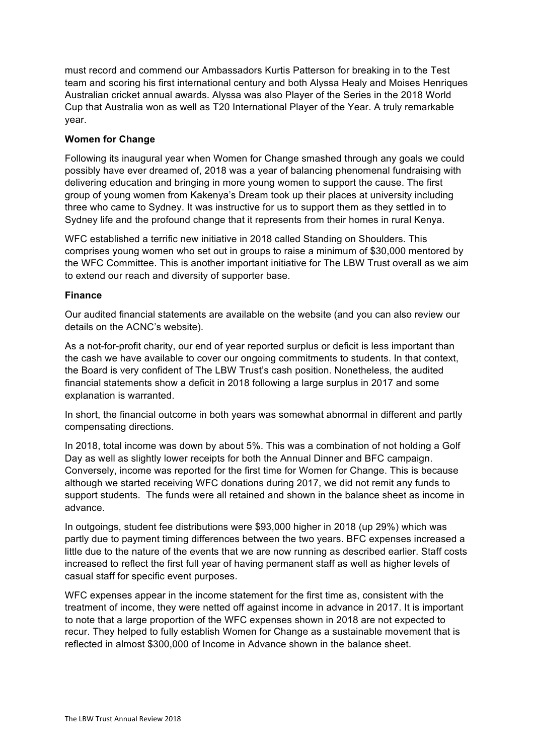must record and commend our Ambassadors Kurtis Patterson for breaking in to the Test team and scoring his first international century and both Alyssa Healy and Moises Henriques Australian cricket annual awards. Alyssa was also Player of the Series in the 2018 World Cup that Australia won as well as T20 International Player of the Year. A truly remarkable year.

**Women for Change**

Following its inaugural year when Women for Change smashed through any goals we could possibly have ever dreamed of, 2018 was a year of balancing phenomenal fundraising with delivering education and bringing in more young women to support the cause. The first group of young women from Kakenya's Dream took up their places at university including three who came to Sydney. It was instructive for us to support them as they settled in to Sydney life and the profound change that it represents from their homes in rural Kenya.

WFC established a terrific new initiative in 2018 called Standing on Shoulders. This comprises young women who set out in groups to raise a minimum of $30,000 mentored by the WFC Committee. This is another important initiative for The LBW Trust overall as we aim to extend our reach and diversity of supporter base.

**Finance**

Our audited financial statements are available on the website (and you can also review our details on the ACNC's website).

As a not-for-profit charity, our end of year reported surplus or deficit is less important than the cash we have available to cover our ongoing commitments to students. In that context, the Board is very confident of The LBW Trust's cash position. Nonetheless, the audited financial statements show a deficit in 2018 following a large surplus in 2017 and some explanation is warranted.

In short, the financial outcome in both years was somewhat abnormal in different and partly compensating directions.

In 2018, total income was down by about 5%. This was a combination of not holding a Golf Day as well as slightly lower receipts for both the Annual Dinner and BFC campaign. Conversely, income was reported for the first time for Women for Change. This is because although we started receiving WFC donations during 2017, we did not remit any funds to support students. The funds were all retained and shown in the balance sheet as income in advance.

In outgoings, student fee distributions were $93,000 higher in 2018 (up 29%) which was partly due to payment timing differences between the two years. BFC expenses increased a little due to the nature of the events that we are now running as described earlier. Staff costs increased to reflect the first full year of having permanent staff as well as higher levels of casual staff for specific event purposes.

WFC expenses appear in the income statement for the first time as, consistent with the treatment of income, they were netted off against income in advance in 2017. It is important to note that a large proportion of the WFC expenses shown in 2018 are not expected to recur. They helped to fully establish Women for Change as a sustainable movement that is reflected in almost $300,000 of Income in Advance shown in the balance sheet.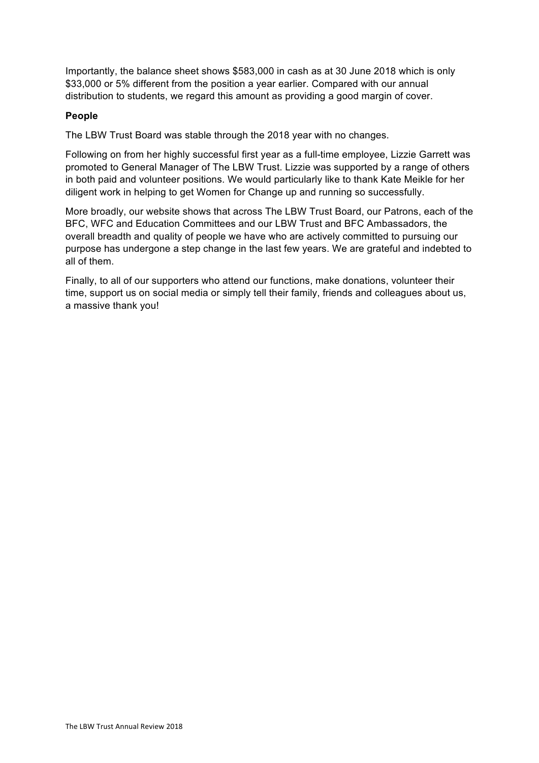Importantly, the balance sheet shows $583,000 in cash as at 30 June 2018 which is only $33,000 or 5% different from the position a year earlier. Compared with our annual distribution to students, we regard this amount as providing a good margin of cover.

**People**

The LBW Trust Board was stable through the 2018 year with no changes.

Following on from her highly successful first year as a full-time employee, Lizzie Garrett was promoted to General Manager of The LBW Trust. Lizzie was supported by a range of others in both paid and volunteer positions. We would particularly like to thank Kate Meikle for her diligent work in helping to get Women for Change up and running so successfully.

More broadly, our website shows that across The LBW Trust Board, our Patrons, each of the BFC, WFC and Education Committees and our LBW Trust and BFC Ambassadors, the overall breadth and quality of people we have who are actively committed to pursuing our purpose has undergone a step change in the last few years. We are grateful and indebted to all of them.

Finally, to all of our supporters who attend our functions, make donations, volunteer their time, support us on social media or simply tell their family, friends and colleagues about us, a massive thank you!